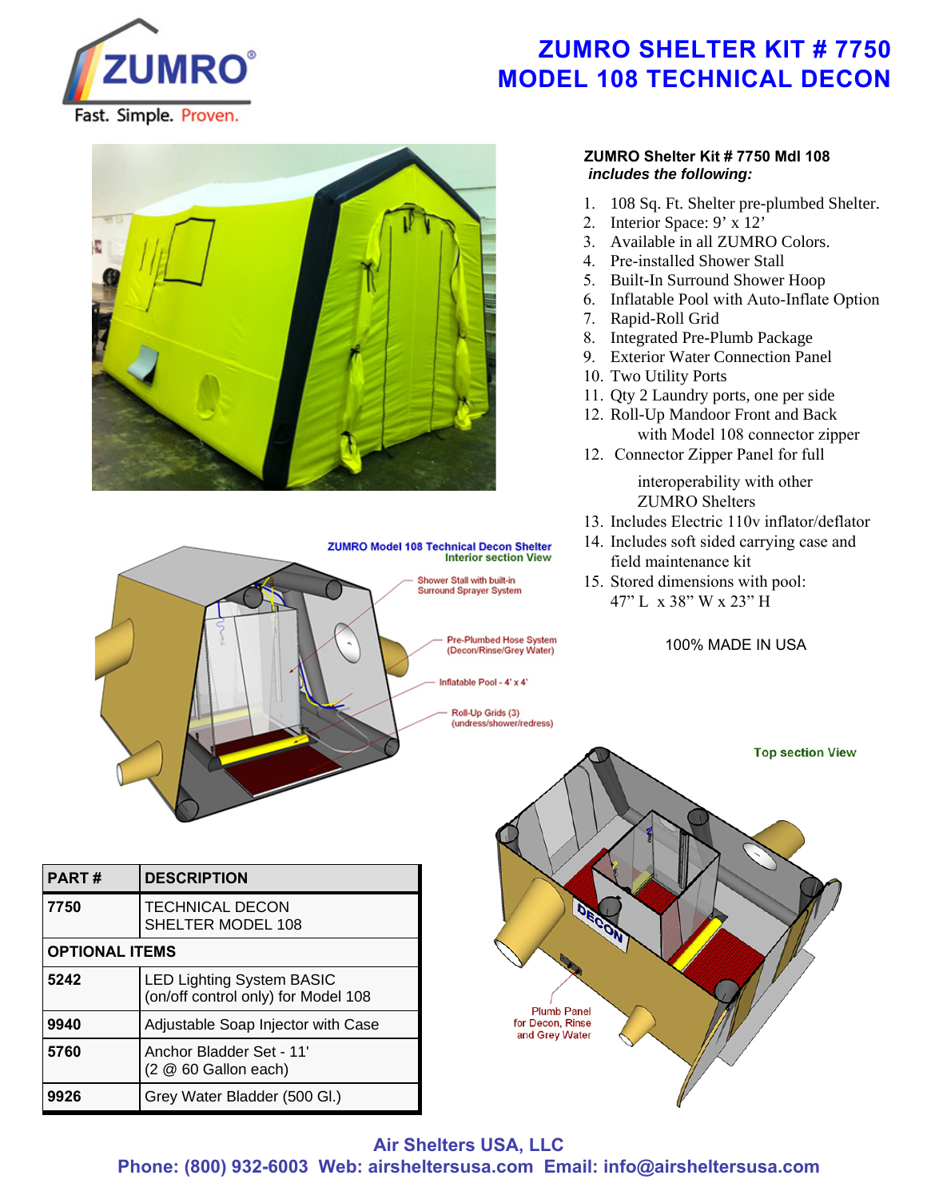# ZUMRO SHELTER KIT # 7750
# MODEL 108 TECHNICAL DECON

ZUMRO
Fast. Simple. Proven.

**ZUMRO Shelter Kit # 7750 Mdl 108**
***includes the following:***

1. 108 Sq. Ft. Shelter pre-plumbed Shelter.
2. Interior Space: 9' x 12'
3. Available in all ZUMRO Colors.
4. Pre-installed Shower Stall
5. Built-In Surround Shower Hoop
6. Inflatable Pool with Auto-Inflate Option
7. Rapid-Roll Grid
8. Integrated Pre-Plumb Package
9. Exterior Water Connection Panel
10. Two Utility Ports
11. Qty 2 Laundry ports, one per side
12. Roll-Up Mandoor Front and Back with Model 108 connector zipper
12. Connector Zipper Panel for full interoperability with other ZUMRO Shelters
13. Includes Electric 110v inflator/deflator
14. Includes soft sided carrying case and field maintenance kit
15. Stored dimensions with pool: 47" L x 38" W x 23" H

100% MADE IN USA

**ZUMRO Model 108 Technical Decon Shelter**
**Interior section View**

- Shower Stall with built-in Surround Sprayer System
- Pre-Plumbed Hose System (Decon/Rinse/Grey Water)
- Inflatable Pool - 4' x 4'
- Roll-Up Grids (3) (undress/shower/redress)

**Top section View**

- DECON
- Plumb Panel for Decon, Rinse and Grey Water

| PART # | DESCRIPTION |
|---|---|
| 7750 | TECHNICAL DECON SHELTER MODEL 108 |
| **OPTIONAL ITEMS** | |
| 5242 | LED Lighting System BASIC (on/off control only) for Model 108 |
| 9940 | Adjustable Soap Injector with Case |
| 5760 | Anchor Bladder Set - 11' (2 @ 60 Gallon each) |
| 9926 | Grey Water Bladder (500 Gl.) |

**Air Shelters USA, LLC**
**Phone: (800) 932-6003 Web: airsheltersusa.com Email: info@airsheltersusa.com**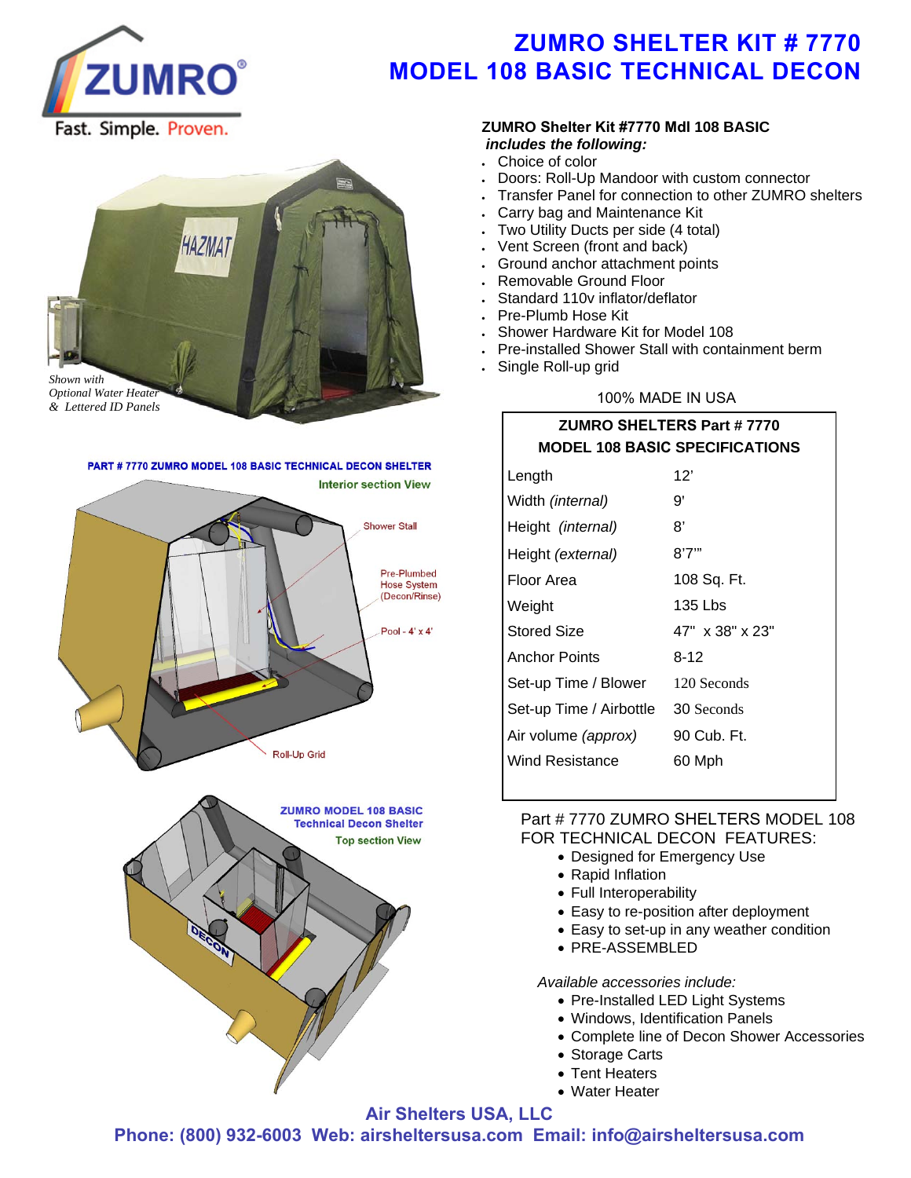# ZUMRO SHELTER KIT # 7770
# MODEL 108 BASIC TECHNICAL DECON

ZUMRO

Fast. Simple. Proven.

*Shown with Optional Water Heater & Lettered ID Panels*

**PART # 7770 ZUMRO MODEL 108 BASIC TECHNICAL DECON SHELTER**
**Interior section View**

Shower Stall

Pre-Plumbed Hose System (Decon/Rinse)

Pool - 4' x 4'

Roll-Up Grid

**ZUMRO MODEL 108 BASIC Technical Decon Shelter**
**Top section View**

**ZUMRO Shelter Kit #7770 Mdl 108 BASIC**
***includes the following:***

- Choice of color
- Doors: Roll-Up Mandoor with custom connector
- Transfer Panel for connection to other ZUMRO shelters
- Carry bag and Maintenance Kit
- Two Utility Ducts per side (4 total)
- Vent Screen (front and back)
- Ground anchor attachment points
- Removable Ground Floor
- Standard 110v inflator/deflator
- Pre-Plumb Hose Kit
- Shower Hardware Kit for Model 108
- Pre-installed Shower Stall with containment berm
- Single Roll-up grid

100% MADE IN USA

**ZUMRO SHELTERS Part # 7770**
**MODEL 108 BASIC SPECIFICATIONS**

| | |
|---|---|
| Length | 12' |
| Width *(internal)* | 9' |
| Height *(internal)* | 8' |
| Height *(external)* | 8'7'" |
| Floor Area | 108 Sq. Ft. |
| Weight | 135 Lbs |
| Stored Size | 47" x 38" x 23" |
| Anchor Points | 8-12 |
| Set-up Time / Blower | 120 Seconds |
| Set-up Time / Airbottle | 30 Seconds |
| Air volume *(approx)* | 90 Cub. Ft. |
| Wind Resistance | 60 Mph |

Part # 7770 ZUMRO SHELTERS MODEL 108 FOR TECHNICAL DECON FEATURES:

- Designed for Emergency Use
- Rapid Inflation
- Full Interoperability
- Easy to re-position after deployment
- Easy to set-up in any weather condition
- PRE-ASSEMBLED

*Available accessories include:*

- Pre-Installed LED Light Systems
- Windows, Identification Panels
- Complete line of Decon Shower Accessories
- Storage Carts
- Tent Heaters
- Water Heater

**Air Shelters USA, LLC**
**Phone: (800) 932-6003 Web: airsheltersusa.com Email: info@airsheltersusa.com**